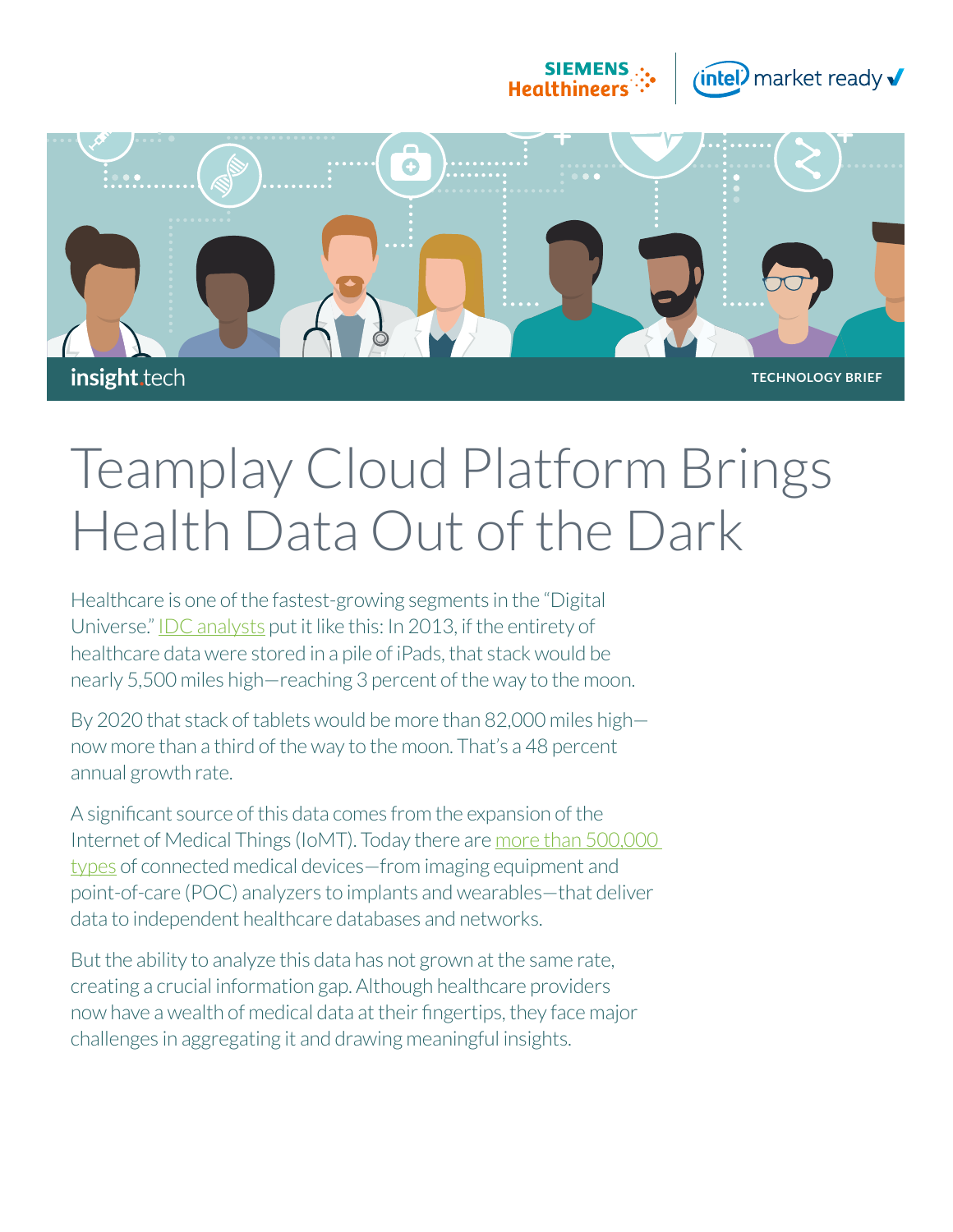SIEMENS Healthineers | intel market ready

insight.tech

TECHNOLOGY BRIEF

# Teamplay Cloud Platform Brings Health Data Out of the Dark

Healthcare is one of the fastest-growing segments in the "Digital Universe." IDC analysts put it like this: In 2013, if the entirety of healthcare data were stored in a pile of iPads, that stack would be nearly 5,500 miles high—reaching 3 percent of the way to the moon.

By 2020 that stack of tablets would be more than 82,000 miles high—now more than a third of the way to the moon. That's a 48 percent annual growth rate.

A significant source of this data comes from the expansion of the Internet of Medical Things (IoMT). Today there are more than 500,000 types of connected medical devices—from imaging equipment and point-of-care (POC) analyzers to implants and wearables—that deliver data to independent healthcare databases and networks.

But the ability to analyze this data has not grown at the same rate, creating a crucial information gap. Although healthcare providers now have a wealth of medical data at their fingertips, they face major challenges in aggregating it and drawing meaningful insights.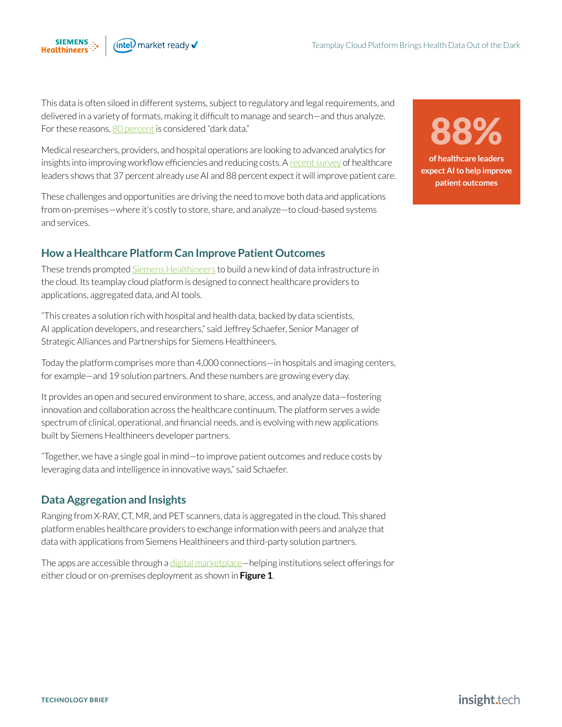This data is often siloed in different systems, subject to regulatory and legal requirements, and delivered in a variety of formats, making it difficult to manage and search—and thus analyze. For these reasons, 80 percent is considered "dark data."

Medical researchers, providers, and hospital operations are looking to advanced analytics for insights into improving workflow efficiencies and reducing costs. A recent survey of healthcare leaders shows that 37 percent already use AI and 88 percent expect it will improve patient care.

**88%**

**of healthcare leaders expect AI to help improve patient outcomes**

These challenges and opportunities are driving the need to move both data and applications from on-premises—where it's costly to store, share, and analyze—to cloud-based systems and services.

## How a Healthcare Platform Can Improve Patient Outcomes

These trends prompted Siemens Healthineers to build a new kind of data infrastructure in the cloud. Its teamplay cloud platform is designed to connect healthcare providers to applications, aggregated data, and AI tools.

"This creates a solution rich with hospital and health data, backed by data scientists, AI application developers, and researchers," said Jeffrey Schaefer, Senior Manager of Strategic Alliances and Partnerships for Siemens Healthineers.

Today the platform comprises more than 4,000 connections—in hospitals and imaging centers, for example—and 19 solution partners. And these numbers are growing every day.

It provides an open and secured environment to share, access, and analyze data—fostering innovation and collaboration across the healthcare continuum. The platform serves a wide spectrum of clinical, operational, and financial needs, and is evolving with new applications built by Siemens Healthineers developer partners.

"Together, we have a single goal in mind—to improve patient outcomes and reduce costs by leveraging data and intelligence in innovative ways," said Schaefer.

## Data Aggregation and Insights

Ranging from X-RAY, CT, MR, and PET scanners, data is aggregated in the cloud. This shared platform enables healthcare providers to exchange information with peers and analyze that data with applications from Siemens Healthineers and third-party solution partners.

The apps are accessible through a digital marketplace—helping institutions select offerings for either cloud or on-premises deployment as shown in **Figure 1**.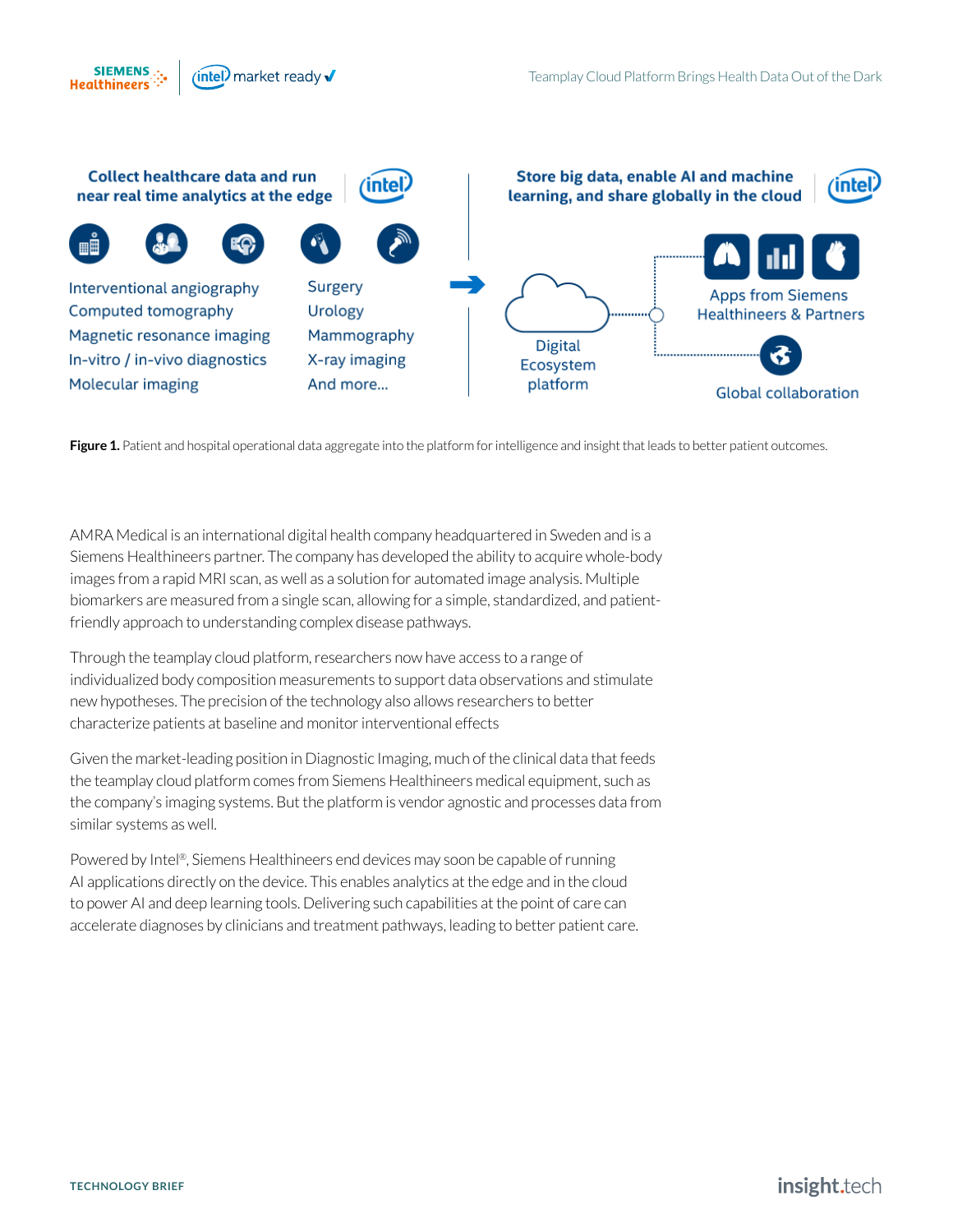Collect healthcare data and run near real time analytics at the edge

Interventional angiography
Computed tomography
Magnetic resonance imaging
In-vitro / in-vivo diagnostics
Molecular imaging
Surgery
Urology
Mammography
X-ray imaging
And more...

Store big data, enable AI and machine learning, and share globally in the cloud

Digital Ecosystem platform

Apps from Siemens Healthineers & Partners

Global collaboration

**Figure 1.** Patient and hospital operational data aggregate into the platform for intelligence and insight that leads to better patient outcomes.

AMRA Medical is an international digital health company headquartered in Sweden and is a Siemens Healthineers partner. The company has developed the ability to acquire whole-body images from a rapid MRI scan, as well as a solution for automated image analysis. Multiple biomarkers are measured from a single scan, allowing for a simple, standardized, and patient-friendly approach to understanding complex disease pathways.

Through the teamplay cloud platform, researchers now have access to a range of individualized body composition measurements to support data observations and stimulate new hypotheses. The precision of the technology also allows researchers to better characterize patients at baseline and monitor interventional effects

Given the market-leading position in Diagnostic Imaging, much of the clinical data that feeds the teamplay cloud platform comes from Siemens Healthineers medical equipment, such as the company's imaging systems. But the platform is vendor agnostic and processes data from similar systems as well.

Powered by Intel®, Siemens Healthineers end devices may soon be capable of running AI applications directly on the device. This enables analytics at the edge and in the cloud to power AI and deep learning tools. Delivering such capabilities at the point of care can accelerate diagnoses by clinicians and treatment pathways, leading to better patient care.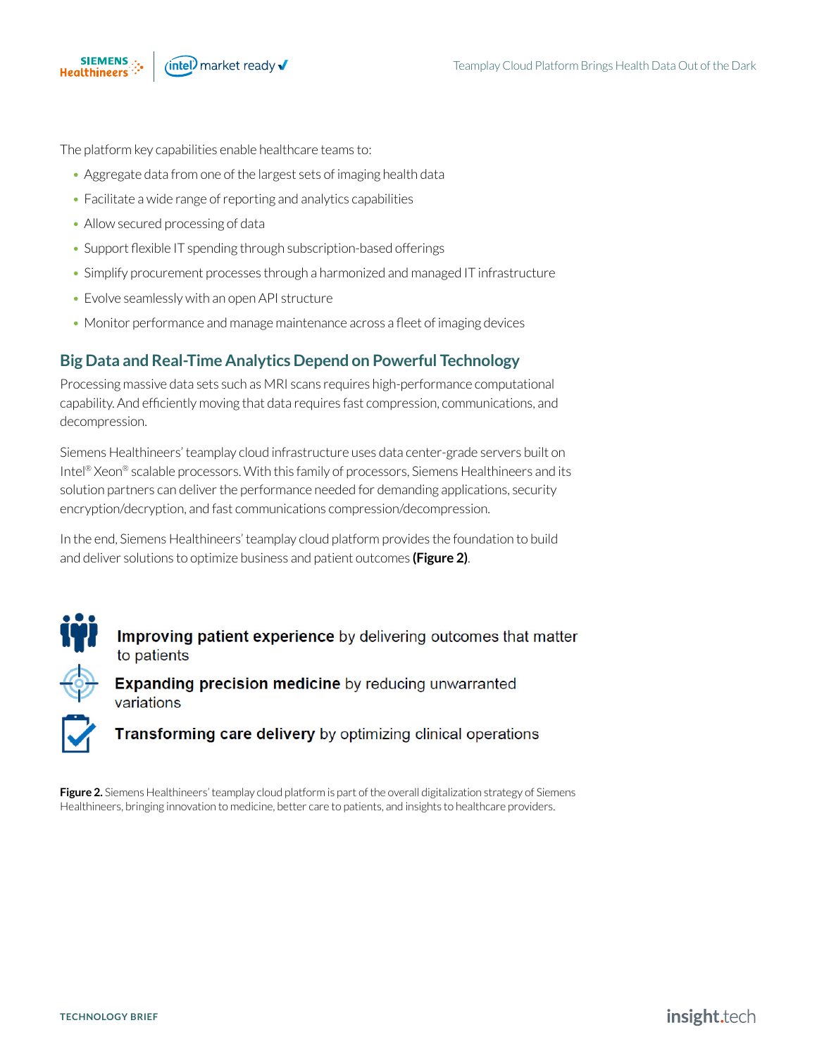The platform key capabilities enable healthcare teams to:

- Aggregate data from one of the largest sets of imaging health data
- Facilitate a wide range of reporting and analytics capabilities
- Allow secured processing of data
- Support flexible IT spending through subscription-based offerings
- Simplify procurement processes through a harmonized and managed IT infrastructure
- Evolve seamlessly with an open API structure
- Monitor performance and manage maintenance across a fleet of imaging devices

## Big Data and Real-Time Analytics Depend on Powerful Technology

Processing massive data sets such as MRI scans requires high-performance computational capability. And efficiently moving that data requires fast compression, communications, and decompression.

Siemens Healthineers' teamplay cloud infrastructure uses data center-grade servers built on Intel® Xeon® scalable processors. With this family of processors, Siemens Healthineers and its solution partners can deliver the performance needed for demanding applications, security encryption/decryption, and fast communications compression/decompression.

In the end, Siemens Healthineers' teamplay cloud platform provides the foundation to build and deliver solutions to optimize business and patient outcomes **(Figure 2)**.

**Improving patient experience** by delivering outcomes that matter to patients

**Expanding precision medicine** by reducing unwarranted variations

**Transforming care delivery** by optimizing clinical operations

**Figure 2.** Siemens Healthineers' teamplay cloud platform is part of the overall digitalization strategy of Siemens Healthineers, bringing innovation to medicine, better care to patients, and insights to healthcare providers.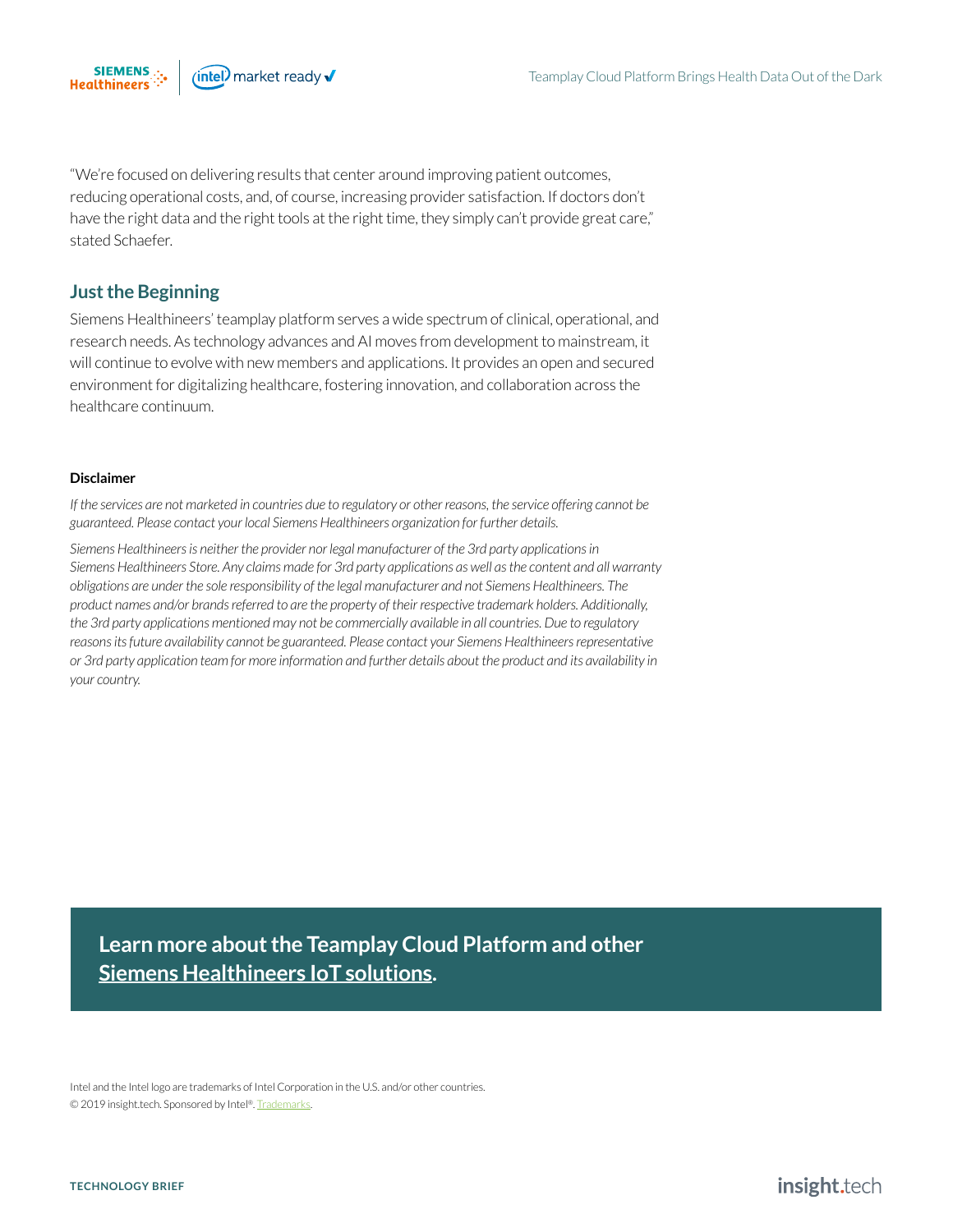"We're focused on delivering results that center around improving patient outcomes, reducing operational costs, and, of course, increasing provider satisfaction. If doctors don't have the right data and the right tools at the right time, they simply can't provide great care," stated Schaefer.

## Just the Beginning

Siemens Healthineers' teamplay platform serves a wide spectrum of clinical, operational, and research needs. As technology advances and AI moves from development to mainstream, it will continue to evolve with new members and applications. It provides an open and secured environment for digitalizing healthcare, fostering innovation, and collaboration across the healthcare continuum.

**Disclaimer**

*If the services are not marketed in countries due to regulatory or other reasons, the service offering cannot be guaranteed. Please contact your local Siemens Healthineers organization for further details.*

*Siemens Healthineers is neither the provider nor legal manufacturer of the 3rd party applications in Siemens Healthineers Store. Any claims made for 3rd party applications as well as the content and all warranty obligations are under the sole responsibility of the legal manufacturer and not Siemens Healthineers. The product names and/or brands referred to are the property of their respective trademark holders. Additionally, the 3rd party applications mentioned may not be commercially available in all countries. Due to regulatory reasons its future availability cannot be guaranteed. Please contact your Siemens Healthineers representative or 3rd party application team for more information and further details about the product and its availability in your country.*

**Learn more about the Teamplay Cloud Platform and other Siemens Healthineers IoT solutions.**

Intel and the Intel logo are trademarks of Intel Corporation in the U.S. and/or other countries.
© 2019 insight.tech. Sponsored by Intel®. Trademarks.